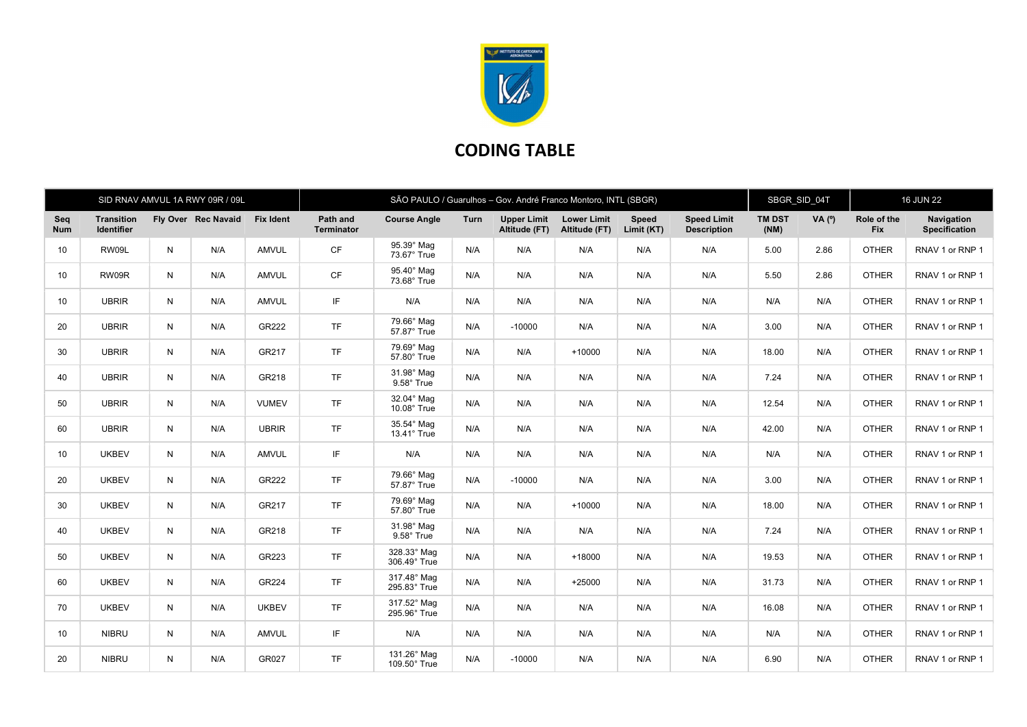# CODING TABLE

| SID RNAV AMVUL 1A RWY 09R / 09L | | | | SÃO PAULO / Guarulhos – Gov. André Franco Montoro, INTL (SBGR) | | | | | | | SBGR_SID_04T | | 16 JUN 22 | |
|---|---|---|---|---|---|---|---|---|---|---|---|---|---|---|
| Seq Num | Transition Identifier | Fly Over | Rec Navaid | Fix Ident | Path and Terminator | Course Angle | Turn | Upper Limit Altitude (FT) | Lower Limit Altitude (FT) | Speed Limit (KT) | Speed Limit Description | TM DST (NM) | VA (º) | Role of the Fix | Navigation Specification |
| 10 | RW09L | N | N/A | AMVUL | CF | 95.39° Mag 73.67° True | N/A | N/A | N/A | N/A | N/A | 5.00 | 2.86 | OTHER | RNAV 1 or RNP 1 |
| 10 | RW09R | N | N/A | AMVUL | CF | 95.40° Mag 73.68° True | N/A | N/A | N/A | N/A | N/A | 5.50 | 2.86 | OTHER | RNAV 1 or RNP 1 |
| 10 | UBRIR | N | N/A | AMVUL | IF | N/A | N/A | N/A | N/A | N/A | N/A | N/A | N/A | OTHER | RNAV 1 or RNP 1 |
| 20 | UBRIR | N | N/A | GR222 | TF | 79.66° Mag 57.87° True | N/A | -10000 | N/A | N/A | N/A | 3.00 | N/A | OTHER | RNAV 1 or RNP 1 |
| 30 | UBRIR | N | N/A | GR217 | TF | 79.69° Mag 57.80° True | N/A | N/A | +10000 | N/A | N/A | 18.00 | N/A | OTHER | RNAV 1 or RNP 1 |
| 40 | UBRIR | N | N/A | GR218 | TF | 31.98° Mag 9.58° True | N/A | N/A | N/A | N/A | N/A | 7.24 | N/A | OTHER | RNAV 1 or RNP 1 |
| 50 | UBRIR | N | N/A | VUMEV | TF | 32.04° Mag 10.08° True | N/A | N/A | N/A | N/A | N/A | 12.54 | N/A | OTHER | RNAV 1 or RNP 1 |
| 60 | UBRIR | N | N/A | UBRIR | TF | 35.54° Mag 13.41° True | N/A | N/A | N/A | N/A | N/A | 42.00 | N/A | OTHER | RNAV 1 or RNP 1 |
| 10 | UKBEV | N | N/A | AMVUL | IF | N/A | N/A | N/A | N/A | N/A | N/A | N/A | N/A | OTHER | RNAV 1 or RNP 1 |
| 20 | UKBEV | N | N/A | GR222 | TF | 79.66° Mag 57.87° True | N/A | -10000 | N/A | N/A | N/A | 3.00 | N/A | OTHER | RNAV 1 or RNP 1 |
| 30 | UKBEV | N | N/A | GR217 | TF | 79.69° Mag 57.80° True | N/A | N/A | +10000 | N/A | N/A | 18.00 | N/A | OTHER | RNAV 1 or RNP 1 |
| 40 | UKBEV | N | N/A | GR218 | TF | 31.98° Mag 9.58° True | N/A | N/A | N/A | N/A | N/A | 7.24 | N/A | OTHER | RNAV 1 or RNP 1 |
| 50 | UKBEV | N | N/A | GR223 | TF | 328.33° Mag 306.49° True | N/A | N/A | +18000 | N/A | N/A | 19.53 | N/A | OTHER | RNAV 1 or RNP 1 |
| 60 | UKBEV | N | N/A | GR224 | TF | 317.48° Mag 295.83° True | N/A | N/A | +25000 | N/A | N/A | 31.73 | N/A | OTHER | RNAV 1 or RNP 1 |
| 70 | UKBEV | N | N/A | UKBEV | TF | 317.52° Mag 295.96° True | N/A | N/A | N/A | N/A | N/A | 16.08 | N/A | OTHER | RNAV 1 or RNP 1 |
| 10 | NIBRU | N | N/A | AMVUL | IF | N/A | N/A | N/A | N/A | N/A | N/A | N/A | N/A | OTHER | RNAV 1 or RNP 1 |
| 20 | NIBRU | N | N/A | GR027 | TF | 131.26° Mag 109.50° True | N/A | -10000 | N/A | N/A | N/A | 6.90 | N/A | OTHER | RNAV 1 or RNP 1 |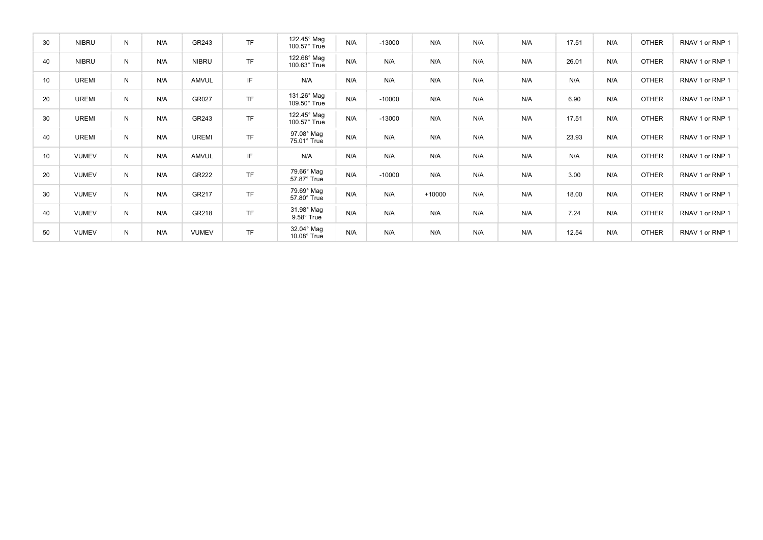| | | | | | | | | | | | | | | | |
|---|---|---|---|---|---|---|---|---|---|---|---|---|---|---|---|
| 30 | NIBRU | N | N/A | GR243 | TF | 122.45° Mag 100.57° True | N/A | -13000 | N/A | N/A | N/A | 17.51 | N/A | OTHER | RNAV 1 or RNP 1 |
| 40 | NIBRU | N | N/A | NIBRU | TF | 122.68° Mag 100.63° True | N/A | N/A | N/A | N/A | N/A | 26.01 | N/A | OTHER | RNAV 1 or RNP 1 |
| 10 | UREMI | N | N/A | AMVUL | IF | N/A | N/A | N/A | N/A | N/A | N/A | N/A | N/A | OTHER | RNAV 1 or RNP 1 |
| 20 | UREMI | N | N/A | GR027 | TF | 131.26° Mag 109.50° True | N/A | -10000 | N/A | N/A | N/A | 6.90 | N/A | OTHER | RNAV 1 or RNP 1 |
| 30 | UREMI | N | N/A | GR243 | TF | 122.45° Mag 100.57° True | N/A | -13000 | N/A | N/A | N/A | 17.51 | N/A | OTHER | RNAV 1 or RNP 1 |
| 40 | UREMI | N | N/A | UREMI | TF | 97.08° Mag 75.01° True | N/A | N/A | N/A | N/A | N/A | 23.93 | N/A | OTHER | RNAV 1 or RNP 1 |
| 10 | VUMEV | N | N/A | AMVUL | IF | N/A | N/A | N/A | N/A | N/A | N/A | N/A | N/A | OTHER | RNAV 1 or RNP 1 |
| 20 | VUMEV | N | N/A | GR222 | TF | 79.66° Mag 57.87° True | N/A | -10000 | N/A | N/A | N/A | 3.00 | N/A | OTHER | RNAV 1 or RNP 1 |
| 30 | VUMEV | N | N/A | GR217 | TF | 79.69° Mag 57.80° True | N/A | N/A | +10000 | N/A | N/A | 18.00 | N/A | OTHER | RNAV 1 or RNP 1 |
| 40 | VUMEV | N | N/A | GR218 | TF | 31.98° Mag 9.58° True | N/A | N/A | N/A | N/A | N/A | 7.24 | N/A | OTHER | RNAV 1 or RNP 1 |
| 50 | VUMEV | N | N/A | VUMEV | TF | 32.04° Mag 10.08° True | N/A | N/A | N/A | N/A | N/A | 12.54 | N/A | OTHER | RNAV 1 or RNP 1 |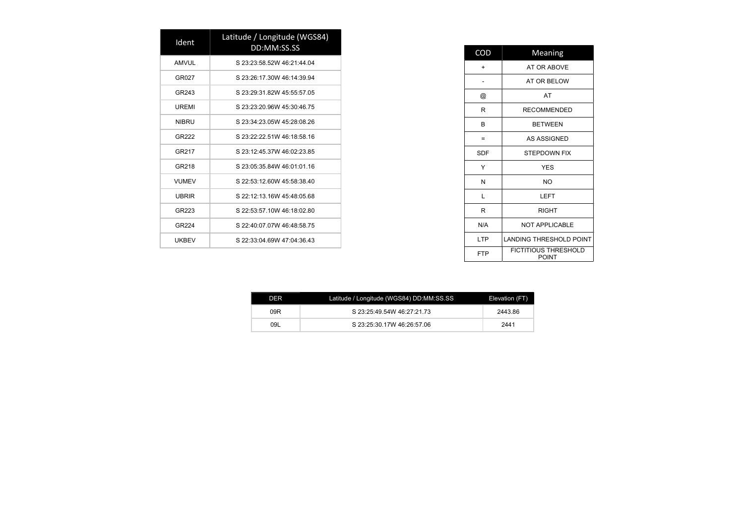| Ident | Latitude / Longitude (WGS84) DD:MM:SS.SS |
|---|---|
| AMVUL | S 23:23:58.52W 46:21:44.04 |
| GR027 | S 23:26:17.30W 46:14:39.94 |
| GR243 | S 23:29:31.82W 45:55:57.05 |
| UREMI | S 23:23:20.96W 45:30:46.75 |
| NIBRU | S 23:34:23.05W 45:28:08.26 |
| GR222 | S 23:22:22.51W 46:18:58.16 |
| GR217 | S 23:12:45.37W 46:02:23.85 |
| GR218 | S 23:05:35.84W 46:01:01.16 |
| VUMEV | S 22:53:12.60W 45:58:38.40 |
| UBRIR | S 22:12:13.16W 45:48:05.68 |
| GR223 | S 22:53:57.10W 46:18:02.80 |
| GR224 | S 22:40:07.07W 46:48:58.75 |
| UKBEV | S 22:33:04.69W 47:04:36.43 |

| COD | Meaning |
|---|---|
| + | AT OR ABOVE |
| - | AT OR BELOW |
| @ | AT |
| R | RECOMMENDED |
| B | BETWEEN |
| = | AS ASSIGNED |
| SDF | STEPDOWN FIX |
| Y | YES |
| N | NO |
| L | LEFT |
| R | RIGHT |
| N/A | NOT APPLICABLE |
| LTP | LANDING THRESHOLD POINT |
| FTP | FICTITIOUS THRESHOLD POINT |

| DER | Latitude / Longitude (WGS84) DD:MM:SS.SS | Elevation (FT) |
|---|---|---|
| 09R | S 23:25:49.54W 46:27:21.73 | 2443.86 |
| 09L | S 23:25:30.17W 46:26:57.06 | 2441 |